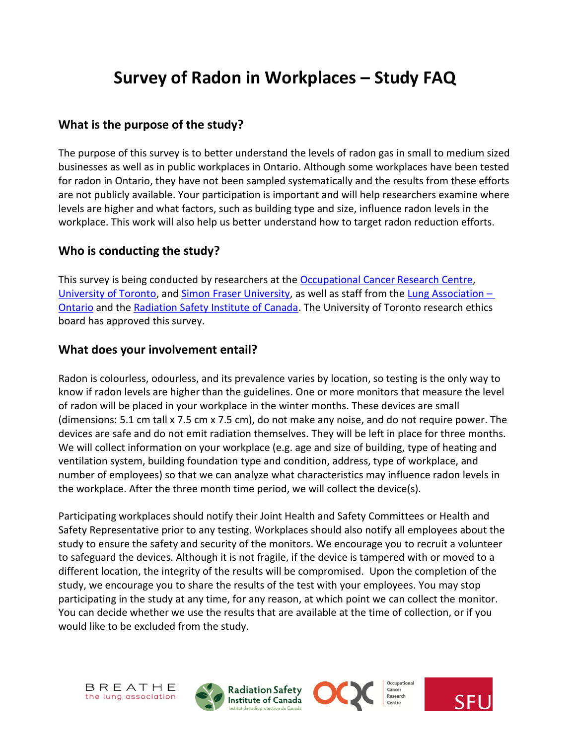# Survey of Radon in Workplaces – Study FAQ

## What is the purpose of the study?

The purpose of this survey is to better understand the levels of radon gas in small to medium sized businesses as well as in public workplaces in Ontario. Although some workplaces have been tested for radon in Ontario, they have not been sampled systematically and the results from these efforts are not publicly available. Your participation is important and will help researchers examine where levels are higher and what factors, such as building type and size, influence radon levels in the workplace. This work will also help us better understand how to target radon reduction efforts.

## Who is conducting the study?

This survey is being conducted by researchers at the Occupational Cancer Research Centre, University of Toronto, and Simon Fraser University, as well as staff from the Lung Association – Ontario and the Radiation Safety Institute of Canada. The University of Toronto research ethics board has approved this survey.

## What does your involvement entail?

Radon is colourless, odourless, and its prevalence varies by location, so testing is the only way to know if radon levels are higher than the guidelines. One or more monitors that measure the level of radon will be placed in your workplace in the winter months. These devices are small (dimensions: 5.1 cm tall x 7.5 cm x 7.5 cm), do not make any noise, and do not require power. The devices are safe and do not emit radiation themselves. They will be left in place for three months. We will collect information on your workplace (e.g. age and size of building, type of heating and ventilation system, building foundation type and condition, address, type of workplace, and number of employees) so that we can analyze what characteristics may influence radon levels in the workplace. After the three month time period, we will collect the device(s).

Participating workplaces should notify their Joint Health and Safety Committees or Health and Safety Representative prior to any testing. Workplaces should also notify all employees about the study to ensure the safety and security of the monitors. We encourage you to recruit a volunteer to safeguard the devices. Although it is not fragile, if the device is tampered with or moved to a different location, the integrity of the results will be compromised. Upon the completion of the study, we encourage you to share the results of the test with your employees. You may stop participating in the study at any time, for any reason, at which point we can collect the monitor. You can decide whether we use the results that are available at the time of collection, or if you would like to be excluded from the study.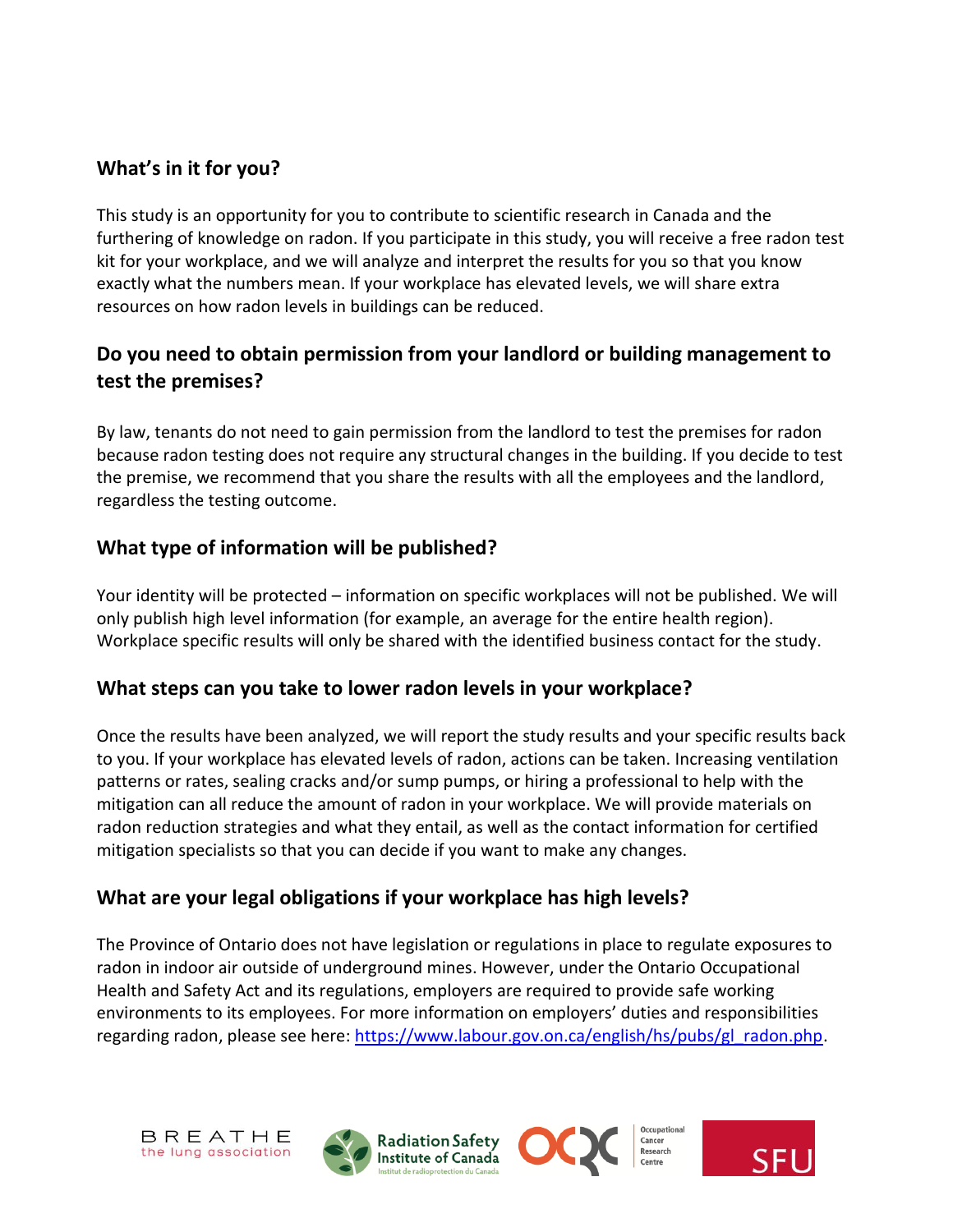## What's in it for you?

This study is an opportunity for you to contribute to scientific research in Canada and the furthering of knowledge on radon. If you participate in this study, you will receive a free radon test kit for your workplace, and we will analyze and interpret the results for you so that you know exactly what the numbers mean. If your workplace has elevated levels, we will share extra resources on how radon levels in buildings can be reduced.

## Do you need to obtain permission from your landlord or building management to test the premises?

By law, tenants do not need to gain permission from the landlord to test the premises for radon because radon testing does not require any structural changes in the building. If you decide to test the premise, we recommend that you share the results with all the employees and the landlord, regardless the testing outcome.

## What type of information will be published?

Your identity will be protected – information on specific workplaces will not be published. We will only publish high level information (for example, an average for the entire health region). Workplace specific results will only be shared with the identified business contact for the study.

## What steps can you take to lower radon levels in your workplace?

Once the results have been analyzed, we will report the study results and your specific results back to you. If your workplace has elevated levels of radon, actions can be taken. Increasing ventilation patterns or rates, sealing cracks and/or sump pumps, or hiring a professional to help with the mitigation can all reduce the amount of radon in your workplace. We will provide materials on radon reduction strategies and what they entail, as well as the contact information for certified mitigation specialists so that you can decide if you want to make any changes.

## What are your legal obligations if your workplace has high levels?

The Province of Ontario does not have legislation or regulations in place to regulate exposures to radon in indoor air outside of underground mines. However, under the Ontario Occupational Health and Safety Act and its regulations, employers are required to provide safe working environments to its employees. For more information on employers' duties and responsibilities regarding radon, please see here: [https://www.labour.gov.on.ca/english/hs/pubs/gl_radon.php](https://www.labour.gov.on.ca/english/hs/pubs/gl_radon.php).

BREATHE the lung association

Radiation Safety Institute of Canada
Institut de radioprotection du Canada

OCRC Occupational Cancer Research Centre

SFU